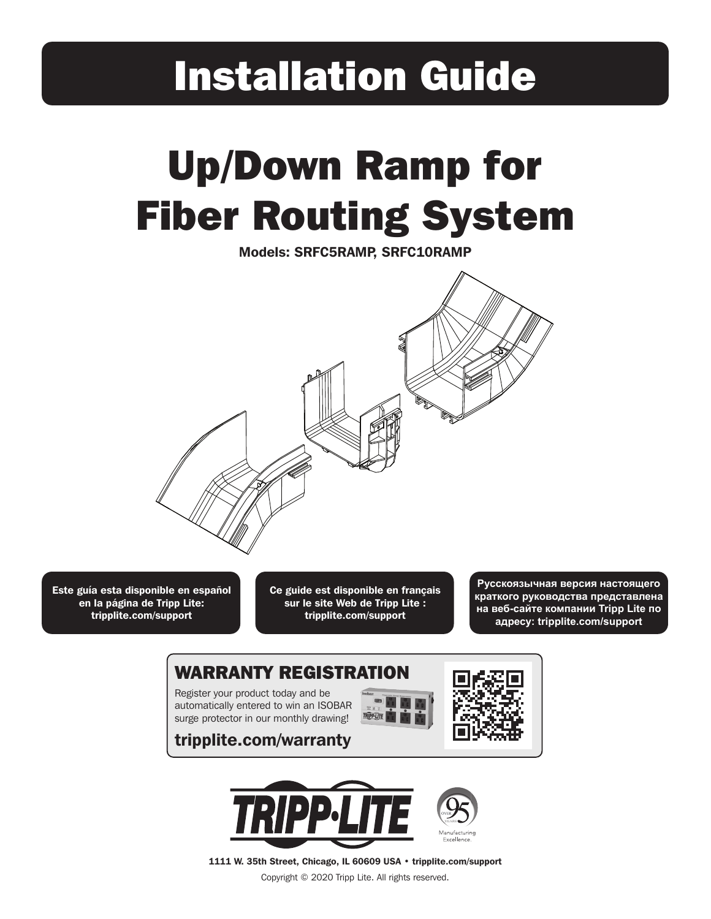# Installation Guide

# Up/Down Ramp for Fiber Routing System

**Models: SRFC5RAMP, SRFC10RAMP**

**Este guía esta disponible en español en la página de Tripp Lite: tripplite.com/support**

**Ce guide est disponible en français sur le site Web de Tripp Lite : tripplite.com/support**

**Русскоязычная версия настоящего краткого руководства представлена на веб-сайте компании Tripp Lite по адресу: tripplite.com/support**

## WARRANTY REGISTRATION

Register your product today and be automatically entered to win an ISOBAR surge protector in our monthly drawing!

**tripplite.com/warranty**

**1111 W. 35th Street, Chicago, IL 60609 USA • tripplite.com/support**

Copyright © 2020 Tripp Lite. All rights reserved.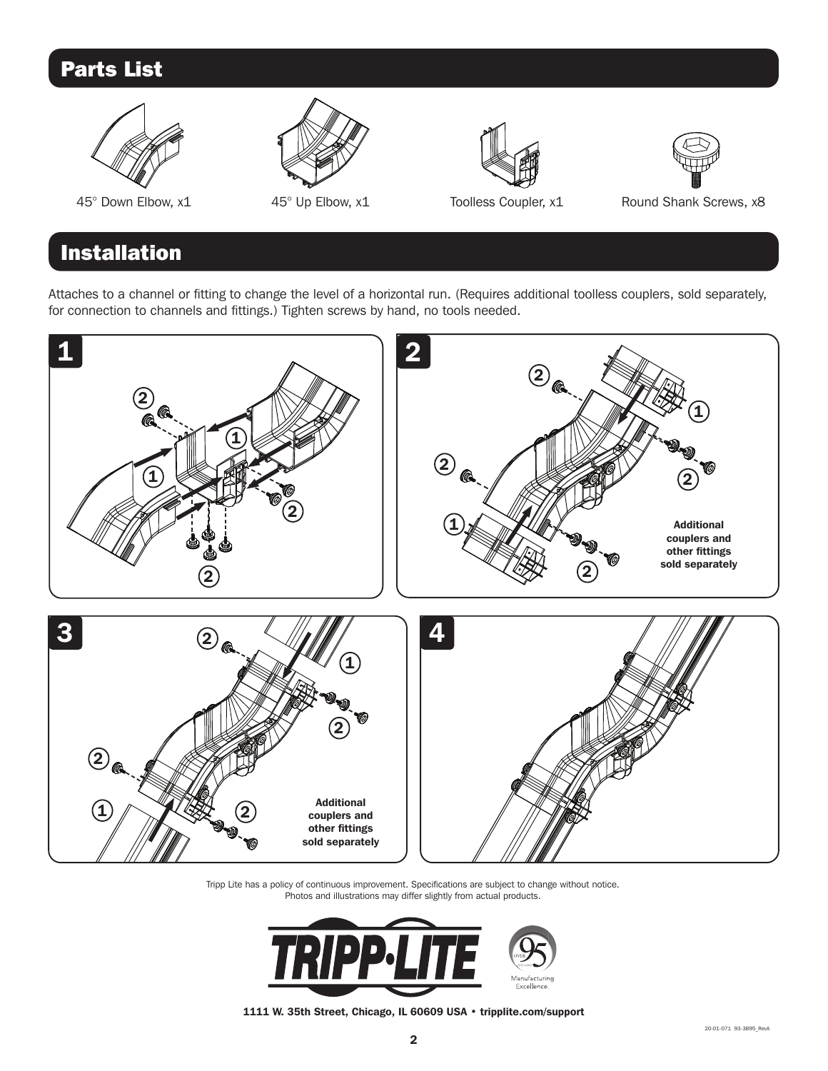## Parts List

45° Down Elbow, x1

45° Up Elbow, x1

Toolless Coupler, x1

Round Shank Screws, x8

## Installation

Attaches to a channel or fitting to change the level of a horizontal run. (Requires additional toolless couplers, sold separately, for connection to channels and fittings.) Tighten screws by hand, no tools needed.

**1**

**2**

Additional couplers and other fittings sold separately

**3**

Additional couplers and other fittings sold separately

**4**

Tripp Lite has a policy of continuous improvement. Specifications are subject to change without notice.
Photos and illustrations may differ slightly from actual products.

TRIPP·LITE

OVER 95 YEARS Manufacturing Excellence.

**1111 W. 35th Street, Chicago, IL 60609 USA • tripplite.com/support**

20-01-071 93-3B95_RevA